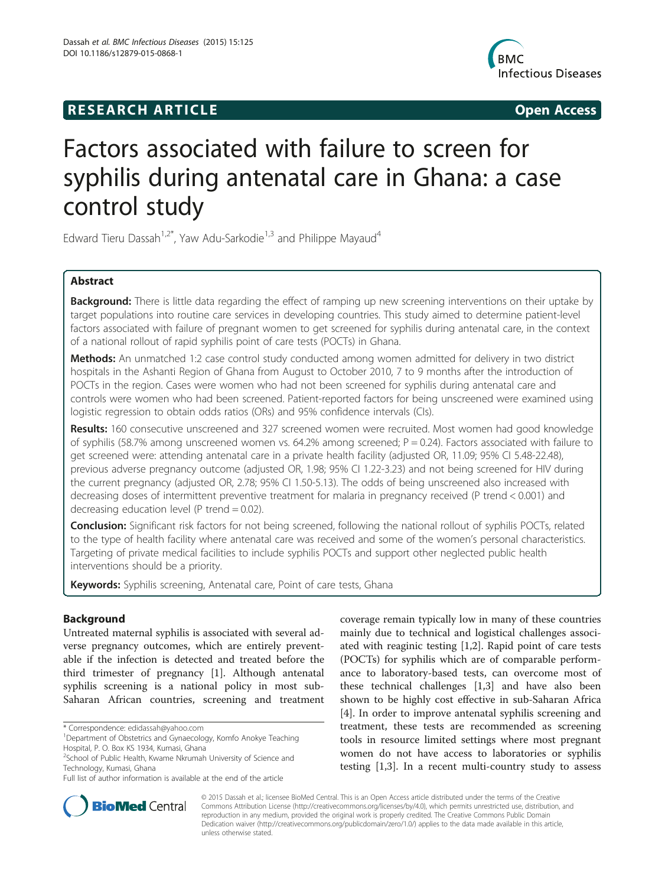**RESEARCH ARTICLE** **Open Access**

# Factors associated with failure to screen for syphilis during antenatal care in Ghana: a case control study

Edward Tieru Dassah[1,2*], Yaw Adu-Sarkodie[1,3] and Philippe Mayaud[4]

## Abstract

**Background:** There is little data regarding the effect of ramping up new screening interventions on their uptake by target populations into routine care services in developing countries. This study aimed to determine patient-level factors associated with failure of pregnant women to get screened for syphilis during antenatal care, in the context of a national rollout of rapid syphilis point of care tests (POCTs) in Ghana.

**Methods:** An unmatched 1:2 case control study conducted among women admitted for delivery in two district hospitals in the Ashanti Region of Ghana from August to October 2010, 7 to 9 months after the introduction of POCTs in the region. Cases were women who had not been screened for syphilis during antenatal care and controls were women who had been screened. Patient-reported factors for being unscreened were examined using logistic regression to obtain odds ratios (ORs) and 95% confidence intervals (CIs).

**Results:** 160 consecutive unscreened and 327 screened women were recruited. Most women had good knowledge of syphilis (58.7% among unscreened women vs. 64.2% among screened; $P = 0.24$). Factors associated with failure to get screened were: attending antenatal care in a private health facility (adjusted OR, 11.09; 95% CI 5.48-22.48), previous adverse pregnancy outcome (adjusted OR, 1.98; 95% CI 1.22-3.23) and not being screened for HIV during the current pregnancy (adjusted OR, 2.78; 95% CI 1.50-5.13). The odds of being unscreened also increased with decreasing doses of intermittent preventive treatment for malaria in pregnancy received (P trend < 0.001) and decreasing education level (P trend = 0.02).

**Conclusion:** Significant risk factors for not being screened, following the national rollout of syphilis POCTs, related to the type of health facility where antenatal care was received and some of the women's personal characteristics. Targeting of private medical facilities to include syphilis POCTs and support other neglected public health interventions should be a priority.

**Keywords:** Syphilis screening, Antenatal care, Point of care tests, Ghana

## Background

Untreated maternal syphilis is associated with several adverse pregnancy outcomes, which are entirely preventable if the infection is detected and treated before the third trimester of pregnancy [1]. Although antenatal syphilis screening is a national policy in most sub-Saharan African countries, screening and treatment coverage remain typically low in many of these countries mainly due to technical and logistical challenges associated with reaginic testing [1,2]. Rapid point of care tests (POCTs) for syphilis which are of comparable performance to laboratory-based tests, can overcome most of these technical challenges [1,3] and have also been shown to be highly cost effective in sub-Saharan Africa [4]. In order to improve antenatal syphilis screening and treatment, these tests are recommended as screening tools in resource limited settings where most pregnant women do not have access to laboratories or syphilis testing [1,3]. In a recent multi-country study to assess

* Correspondence: edidassah@yahoo.com
[1]Department of Obstetrics and Gynaecology, Komfo Anokye Teaching Hospital, P. O. Box KS 1934, Kumasi, Ghana
[2]School of Public Health, Kwame Nkrumah University of Science and Technology, Kumasi, Ghana
Full list of author information is available at the end of the article

© 2015 Dassah et al.; licensee BioMed Central. This is an Open Access article distributed under the terms of the Creative Commons Attribution License (http://creativecommons.org/licenses/by/4.0), which permits unrestricted use, distribution, and reproduction in any medium, provided the original work is properly credited. The Creative Commons Public Domain Dedication waiver (http://creativecommons.org/publicdomain/zero/1.0/) applies to the data made available in this article, unless otherwise stated.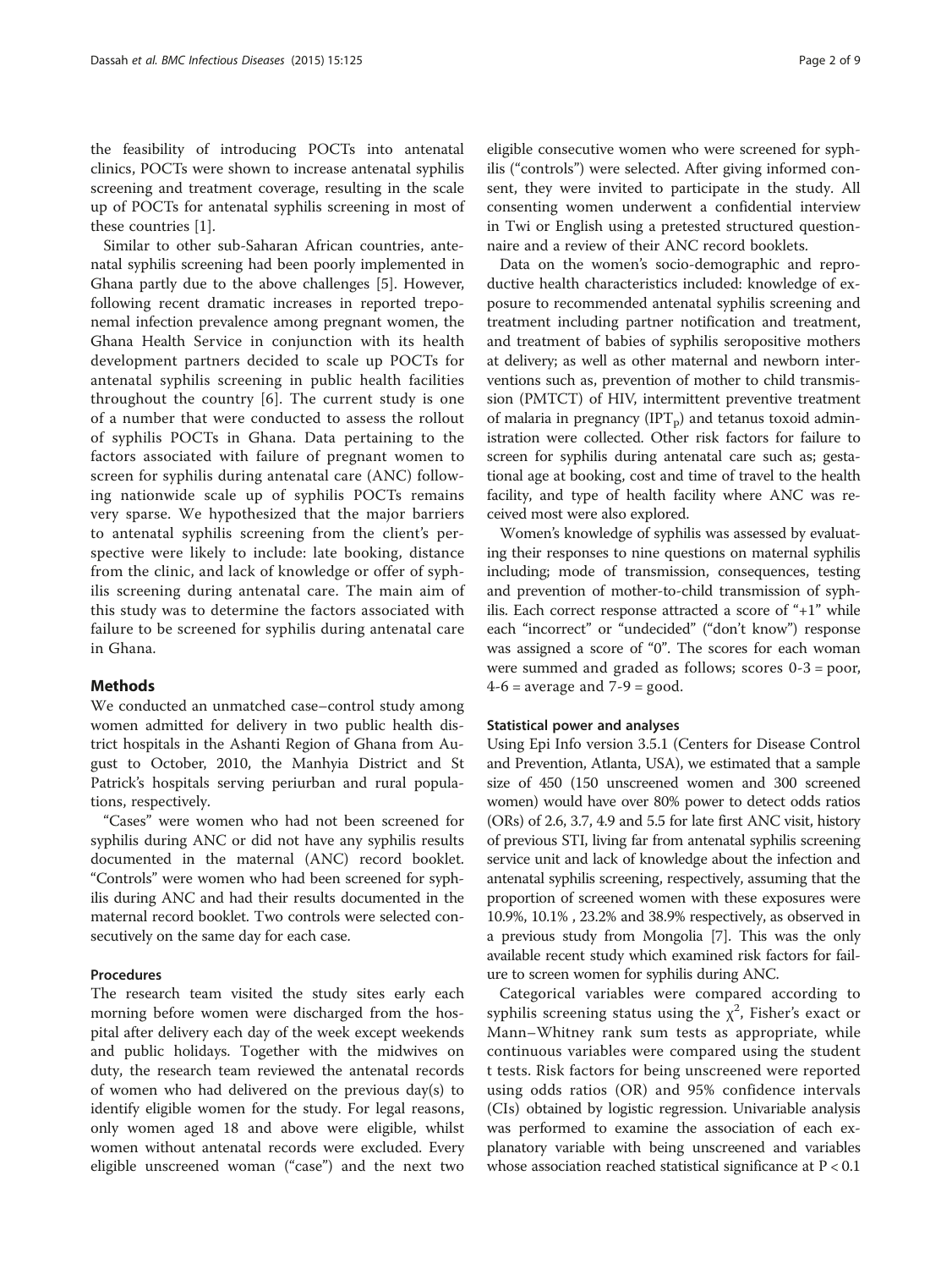the feasibility of introducing POCTs into antenatal clinics, POCTs were shown to increase antenatal syphilis screening and treatment coverage, resulting in the scale up of POCTs for antenatal syphilis screening in most of these countries [1].

Similar to other sub-Saharan African countries, antenatal syphilis screening had been poorly implemented in Ghana partly due to the above challenges [5]. However, following recent dramatic increases in reported treponemal infection prevalence among pregnant women, the Ghana Health Service in conjunction with its health development partners decided to scale up POCTs for antenatal syphilis screening in public health facilities throughout the country [6]. The current study is one of a number that were conducted to assess the rollout of syphilis POCTs in Ghana. Data pertaining to the factors associated with failure of pregnant women to screen for syphilis during antenatal care (ANC) following nationwide scale up of syphilis POCTs remains very sparse. We hypothesized that the major barriers to antenatal syphilis screening from the client's perspective were likely to include: late booking, distance from the clinic, and lack of knowledge or offer of syphilis screening during antenatal care. The main aim of this study was to determine the factors associated with failure to be screened for syphilis during antenatal care in Ghana.

## Methods

We conducted an unmatched case–control study among women admitted for delivery in two public health district hospitals in the Ashanti Region of Ghana from August to October, 2010, the Manhyia District and St Patrick's hospitals serving periurban and rural populations, respectively.

"Cases" were women who had not been screened for syphilis during ANC or did not have any syphilis results documented in the maternal (ANC) record booklet. "Controls" were women who had been screened for syphilis during ANC and had their results documented in the maternal record booklet. Two controls were selected consecutively on the same day for each case.

### Procedures

The research team visited the study sites early each morning before women were discharged from the hospital after delivery each day of the week except weekends and public holidays. Together with the midwives on duty, the research team reviewed the antenatal records of women who had delivered on the previous day(s) to identify eligible women for the study. For legal reasons, only women aged 18 and above were eligible, whilst women without antenatal records were excluded. Every eligible unscreened woman ("case") and the next two eligible consecutive women who were screened for syphilis ("controls") were selected. After giving informed consent, they were invited to participate in the study. All consenting women underwent a confidential interview in Twi or English using a pretested structured questionnaire and a review of their ANC record booklets.

Data on the women's socio-demographic and reproductive health characteristics included: knowledge of exposure to recommended antenatal syphilis screening and treatment including partner notification and treatment, and treatment of babies of syphilis seropositive mothers at delivery; as well as other maternal and newborn interventions such as, prevention of mother to child transmission (PMTCT) of HIV, intermittent preventive treatment of malaria in pregnancy ($IPT_p$) and tetanus toxoid administration were collected. Other risk factors for failure to screen for syphilis during antenatal care such as; gestational age at booking, cost and time of travel to the health facility, and type of health facility where ANC was received most were also explored.

Women's knowledge of syphilis was assessed by evaluating their responses to nine questions on maternal syphilis including; mode of transmission, consequences, testing and prevention of mother-to-child transmission of syphilis. Each correct response attracted a score of "+1" while each "incorrect" or "undecided" ("don't know") response was assigned a score of "0". The scores for each woman were summed and graded as follows; scores 0-3 = poor, 4-6 = average and 7-9 = good.

### Statistical power and analyses

Using Epi Info version 3.5.1 (Centers for Disease Control and Prevention, Atlanta, USA), we estimated that a sample size of 450 (150 unscreened women and 300 screened women) would have over 80% power to detect odds ratios (ORs) of 2.6, 3.7, 4.9 and 5.5 for late first ANC visit, history of previous STI, living far from antenatal syphilis screening service unit and lack of knowledge about the infection and antenatal syphilis screening, respectively, assuming that the proportion of screened women with these exposures were 10.9%, 10.1% , 23.2% and 38.9% respectively, as observed in a previous study from Mongolia [7]. This was the only available recent study which examined risk factors for failure to screen women for syphilis during ANC.

Categorical variables were compared according to syphilis screening status using the $\chi^2$, Fisher's exact or Mann–Whitney rank sum tests as appropriate, while continuous variables were compared using the student t tests. Risk factors for being unscreened were reported using odds ratios (OR) and 95% confidence intervals (CIs) obtained by logistic regression. Univariable analysis was performed to examine the association of each explanatory variable with being unscreened and variables whose association reached statistical significance at $P < 0.1$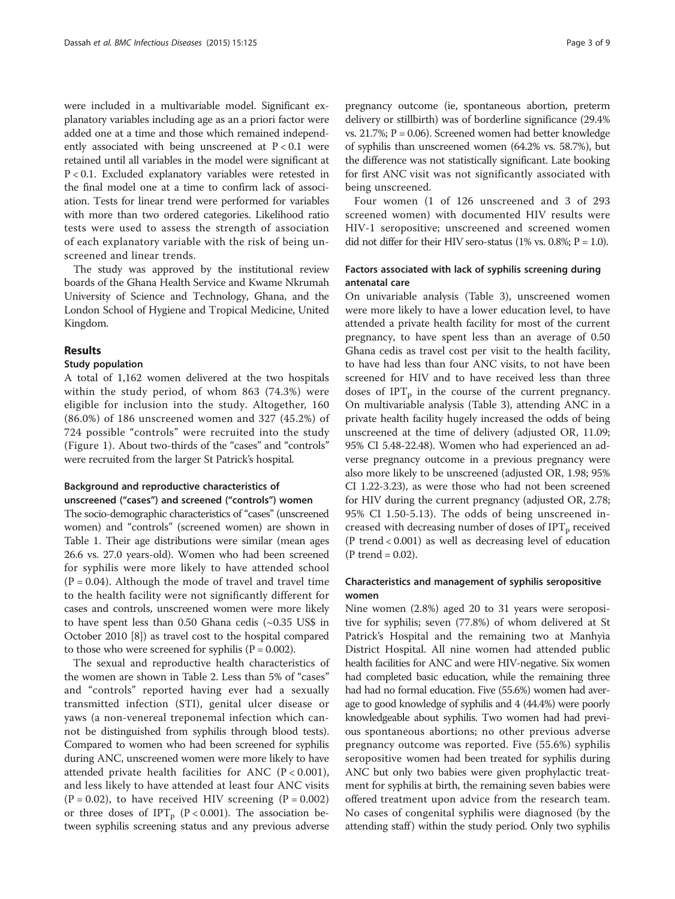were included in a multivariable model. Significant explanatory variables including age as an a priori factor were added one at a time and those which remained independently associated with being unscreened at $P < 0.1$ were retained until all variables in the model were significant at $P < 0.1$. Excluded explanatory variables were retested in the final model one at a time to confirm lack of association. Tests for linear trend were performed for variables with more than two ordered categories. Likelihood ratio tests were used to assess the strength of association of each explanatory variable with the risk of being unscreened and linear trends.

The study was approved by the institutional review boards of the Ghana Health Service and Kwame Nkrumah University of Science and Technology, Ghana, and the London School of Hygiene and Tropical Medicine, United Kingdom.

## Results

### Study population

A total of 1,162 women delivered at the two hospitals within the study period, of whom 863 (74.3%) were eligible for inclusion into the study. Altogether, 160 (86.0%) of 186 unscreened women and 327 (45.2%) of 724 possible "controls" were recruited into the study (Figure 1). About two-thirds of the "cases" and "controls" were recruited from the larger St Patrick's hospital.

### Background and reproductive characteristics of unscreened ("cases") and screened ("controls") women

The socio-demographic characteristics of "cases" (unscreened women) and "controls" (screened women) are shown in Table 1. Their age distributions were similar (mean ages 26.6 vs. 27.0 years-old). Women who had been screened for syphilis were more likely to have attended school ($P = 0.04$). Although the mode of travel and travel time to the health facility were not significantly different for cases and controls, unscreened women were more likely to have spent less than 0.50 Ghana cedis (~0.35 US$ in October 2010 [8]) as travel cost to the hospital compared to those who were screened for syphilis ($P = 0.002$).

The sexual and reproductive health characteristics of the women are shown in Table 2. Less than 5% of "cases" and "controls" reported having ever had a sexually transmitted infection (STI), genital ulcer disease or yaws (a non-venereal treponemal infection which cannot be distinguished from syphilis through blood tests). Compared to women who had been screened for syphilis during ANC, unscreened women were more likely to have attended private health facilities for ANC ($P < 0.001$), and less likely to have attended at least four ANC visits ($P = 0.02$), to have received HIV screening ($P = 0.002$) or three doses of $IPT_p$ ($P < 0.001$). The association between syphilis screening status and any previous adverse pregnancy outcome (ie, spontaneous abortion, preterm delivery or stillbirth) was of borderline significance (29.4% vs. 21.7%; $P = 0.06$). Screened women had better knowledge of syphilis than unscreened women (64.2% vs. 58.7%), but the difference was not statistically significant. Late booking for first ANC visit was not significantly associated with being unscreened.

Four women (1 of 126 unscreened and 3 of 293 screened women) with documented HIV results were HIV-1 seropositive; unscreened and screened women did not differ for their HIV sero-status (1% vs. 0.8%; $P = 1.0$).

### Factors associated with lack of syphilis screening during antenatal care

On univariable analysis (Table 3), unscreened women were more likely to have a lower education level, to have attended a private health facility for most of the current pregnancy, to have spent less than an average of 0.50 Ghana cedis as travel cost per visit to the health facility, to have had less than four ANC visits, to not have been screened for HIV and to have received less than three doses of $IPT_p$ in the course of the current pregnancy. On multivariable analysis (Table 3), attending ANC in a private health facility hugely increased the odds of being unscreened at the time of delivery (adjusted OR, 11.09; 95% CI 5.48-22.48). Women who had experienced an adverse pregnancy outcome in a previous pregnancy were also more likely to be unscreened (adjusted OR, 1.98; 95% CI 1.22-3.23), as were those who had not been screened for HIV during the current pregnancy (adjusted OR, 2.78; 95% CI 1.50-5.13). The odds of being unscreened increased with decreasing number of doses of $IPT_p$ received ($P$ trend $< 0.001$) as well as decreasing level of education ($P$ trend $= 0.02$).

### Characteristics and management of syphilis seropositive women

Nine women (2.8%) aged 20 to 31 years were seropositive for syphilis; seven (77.8%) of whom delivered at St Patrick's Hospital and the remaining two at Manhyia District Hospital. All nine women had attended public health facilities for ANC and were HIV-negative. Six women had completed basic education, while the remaining three had had no formal education. Five (55.6%) women had average to good knowledge of syphilis and 4 (44.4%) were poorly knowledgeable about syphilis. Two women had had previous spontaneous abortions; no other previous adverse pregnancy outcome was reported. Five (55.6%) syphilis seropositive women had been treated for syphilis during ANC but only two babies were given prophylactic treatment for syphilis at birth, the remaining seven babies were offered treatment upon advice from the research team. No cases of congenital syphilis were diagnosed (by the attending staff) within the study period. Only two syphilis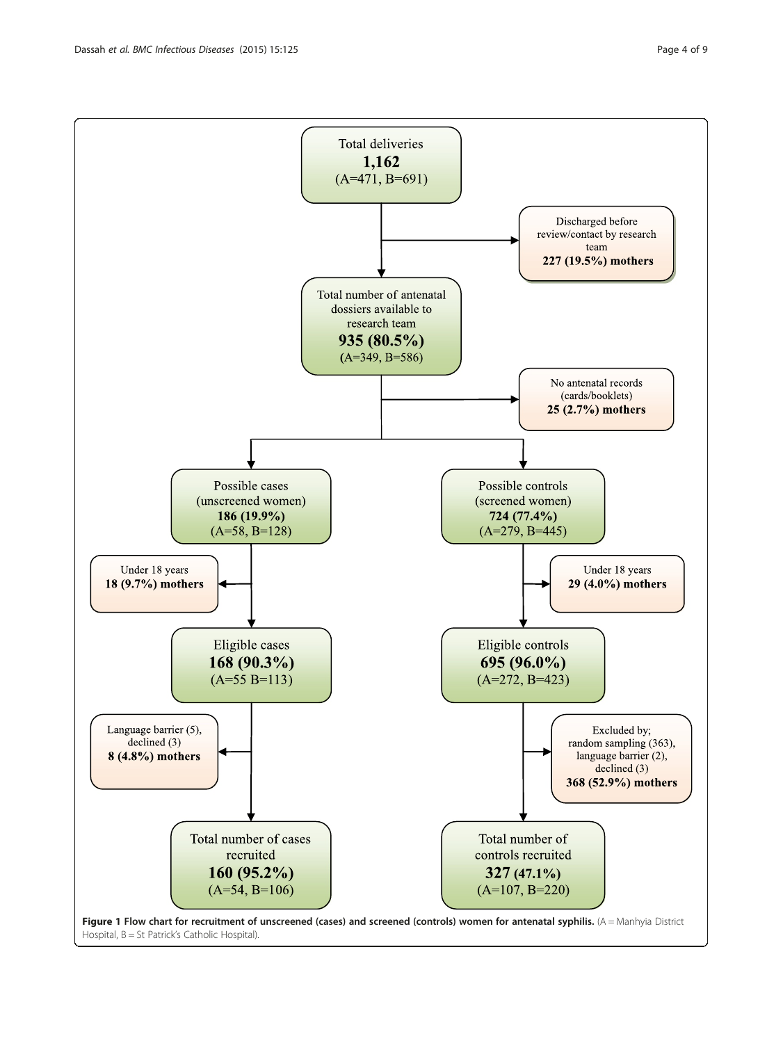Total deliveries
**1,162**
(A=471, B=691)

→ Discharged before review/contact by research team **227 (19.5%) mothers**

Total number of antenatal dossiers available to research team
**935 (80.5%)**
(A=349, B=586)

→ No antenatal records (cards/booklets) **25 (2.7%) mothers**

Possible cases (unscreened women)
**186 (19.9%)**
(A=58, B=128)

→ Under 18 years **18 (9.7%) mothers**

Eligible cases
**168 (90.3%)**
(A=55 B=113)

→ Language barrier (5), declined (3) **8 (4.8%) mothers**

Total number of cases recruited
**160 (95.2%)**
(A=54, B=106)

Possible controls (screened women)
**724 (77.4%)**
(A=279, B=445)

→ Under 18 years **29 (4.0%) mothers**

Eligible controls
**695 (96.0%)**
(A=272, B=423)

→ Excluded by; random sampling (363), language barrier (2), declined (3) **368 (52.9%) mothers**

Total number of controls recruited
**327 (47.1%)**
(A=107, B=220)

**Figure 1 Flow chart for recruitment of unscreened (cases) and screened (controls) women for antenatal syphilis.** (A = Manhyia District Hospital, B = St Patrick's Catholic Hospital).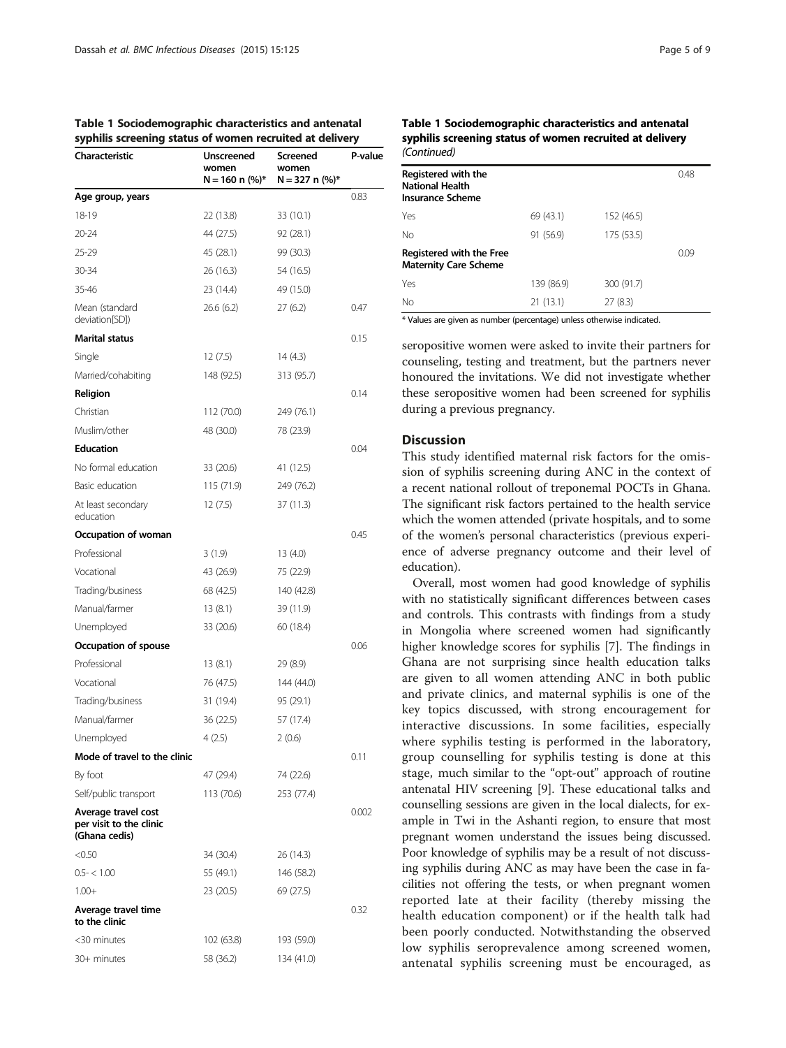**Table 1 Sociodemographic characteristics and antenatal syphilis screening status of women recruited at delivery**

| Characteristic | Unscreened women N = 160 n (%)* | Screened women N = 327 n (%)* | P-value |
|---|---|---|---|
| **Age group, years** | | | 0.83 |
| 18-19 | 22 (13.8) | 33 (10.1) | |
| 20-24 | 44 (27.5) | 92 (28.1) | |
| 25-29 | 45 (28.1) | 99 (30.3) | |
| 30-34 | 26 (16.3) | 54 (16.5) | |
| 35-46 | 23 (14.4) | 49 (15.0) | |
| Mean (standard deviation[SD]) | 26.6 (6.2) | 27 (6.2) | 0.47 |
| **Marital status** | | | 0.15 |
| Single | 12 (7.5) | 14 (4.3) | |
| Married/cohabiting | 148 (92.5) | 313 (95.7) | |
| **Religion** | | | 0.14 |
| Christian | 112 (70.0) | 249 (76.1) | |
| Muslim/other | 48 (30.0) | 78 (23.9) | |
| **Education** | | | 0.04 |
| No formal education | 33 (20.6) | 41 (12.5) | |
| Basic education | 115 (71.9) | 249 (76.2) | |
| At least secondary education | 12 (7.5) | 37 (11.3) | |
| **Occupation of woman** | | | 0.45 |
| Professional | 3 (1.9) | 13 (4.0) | |
| Vocational | 43 (26.9) | 75 (22.9) | |
| Trading/business | 68 (42.5) | 140 (42.8) | |
| Manual/farmer | 13 (8.1) | 39 (11.9) | |
| Unemployed | 33 (20.6) | 60 (18.4) | |
| **Occupation of spouse** | | | 0.06 |
| Professional | 13 (8.1) | 29 (8.9) | |
| Vocational | 76 (47.5) | 144 (44.0) | |
| Trading/business | 31 (19.4) | 95 (29.1) | |
| Manual/farmer | 36 (22.5) | 57 (17.4) | |
| Unemployed | 4 (2.5) | 2 (0.6) | |
| **Mode of travel to the clinic** | | | 0.11 |
| By foot | 47 (29.4) | 74 (22.6) | |
| Self/public transport | 113 (70.6) | 253 (77.4) | |
| **Average travel cost per visit to the clinic (Ghana cedis)** | | | 0.002 |
| <0.50 | 34 (30.4) | 26 (14.3) | |
| 0.5- < 1.00 | 55 (49.1) | 146 (58.2) | |
| 1.00+ | 23 (20.5) | 69 (27.5) | |
| **Average travel time to the clinic** | | | 0.32 |
| <30 minutes | 102 (63.8) | 193 (59.0) | |
| 30+ minutes | 58 (36.2) | 134 (41.0) | |
| **Registered with the National Health Insurance Scheme** | | | 0.48 |
| Yes | 69 (43.1) | 152 (46.5) | |
| No | 91 (56.9) | 175 (53.5) | |
| **Registered with the Free Maternity Care Scheme** | | | 0.09 |
| Yes | 139 (86.9) | 300 (91.7) | |
| No | 21 (13.1) | 27 (8.3) | |

\* Values are given as number (percentage) unless otherwise indicated.

seropositive women were asked to invite their partners for counseling, testing and treatment, but the partners never honoured the invitations. We did not investigate whether these seropositive women had been screened for syphilis during a previous pregnancy.

## Discussion

This study identified maternal risk factors for the omission of syphilis screening during ANC in the context of a recent national rollout of treponemal POCTs in Ghana. The significant risk factors pertained to the health service which the women attended (private hospitals, and to some of the women's personal characteristics (previous experience of adverse pregnancy outcome and their level of education).

Overall, most women had good knowledge of syphilis with no statistically significant differences between cases and controls. This contrasts with findings from a study in Mongolia where screened women had significantly higher knowledge scores for syphilis [7]. The findings in Ghana are not surprising since health education talks are given to all women attending ANC in both public and private clinics, and maternal syphilis is one of the key topics discussed, with strong encouragement for interactive discussions. In some facilities, especially where syphilis testing is performed in the laboratory, group counselling for syphilis testing is done at this stage, much similar to the "opt-out" approach of routine antenatal HIV screening [9]. These educational talks and counselling sessions are given in the local dialects, for example in Twi in the Ashanti region, to ensure that most pregnant women understand the issues being discussed. Poor knowledge of syphilis may be a result of not discussing syphilis during ANC as may have been the case in facilities not offering the tests, or when pregnant women reported late at their facility (thereby missing the health education component) or if the health talk had been poorly conducted. Notwithstanding the observed low syphilis seroprevalence among screened women, antenatal syphilis screening must be encouraged, as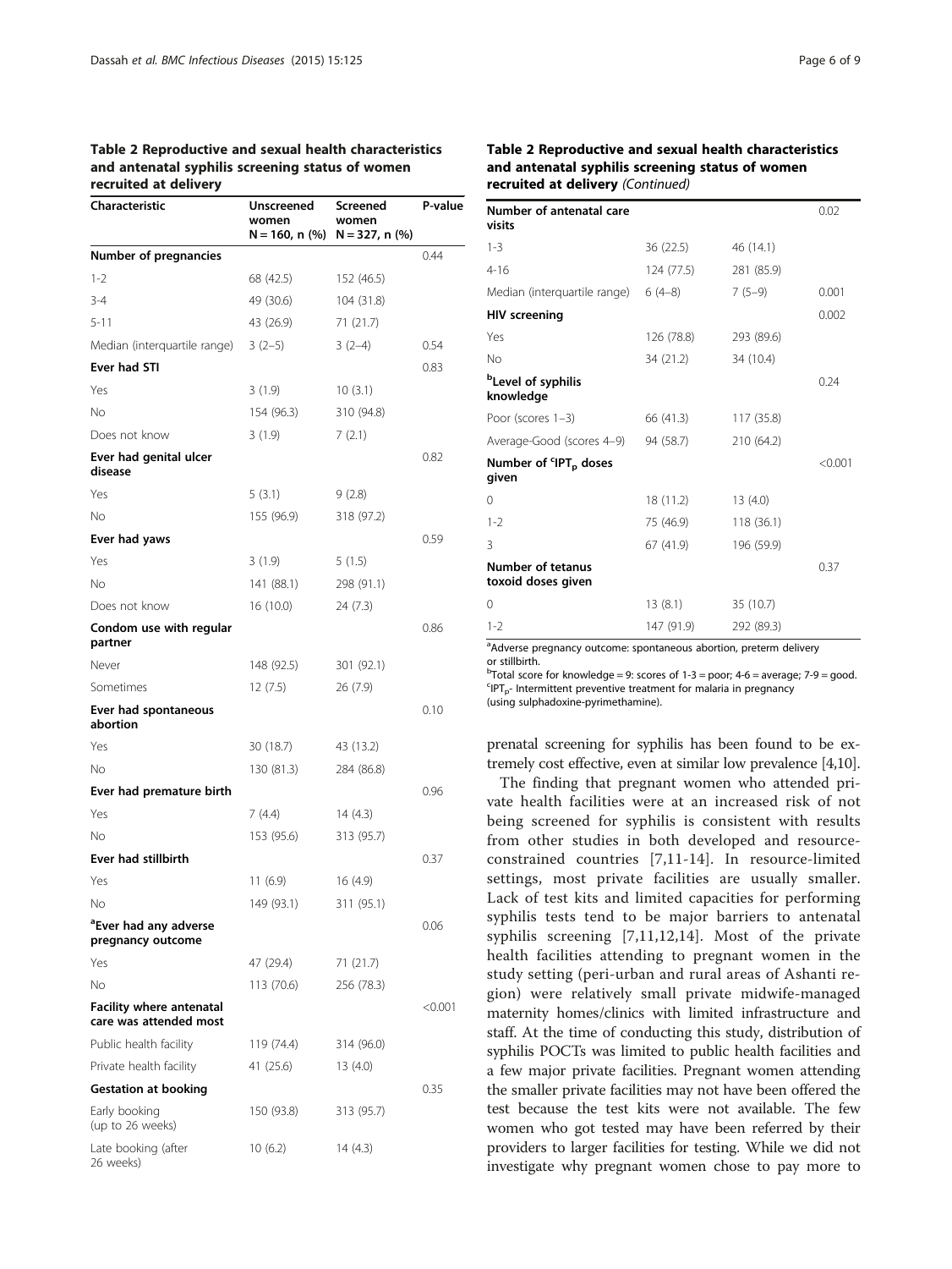**Table 2 Reproductive and sexual health characteristics and antenatal syphilis screening status of women recruited at delivery**

| Characteristic | Unscreened women N = 160, n (%) | Screened women N = 327, n (%) | P-value |
|---|---|---|---|
| **Number of pregnancies** | | | 0.44 |
| 1-2 | 68 (42.5) | 152 (46.5) | |
| 3-4 | 49 (30.6) | 104 (31.8) | |
| 5-11 | 43 (26.9) | 71 (21.7) | |
| Median (interquartile range) | 3 (2–5) | 3 (2–4) | 0.54 |
| **Ever had STI** | | | 0.83 |
| Yes | 3 (1.9) | 10 (3.1) | |
| No | 154 (96.3) | 310 (94.8) | |
| Does not know | 3 (1.9) | 7 (2.1) | |
| **Ever had genital ulcer disease** | | | 0.82 |
| Yes | 5 (3.1) | 9 (2.8) | |
| No | 155 (96.9) | 318 (97.2) | |
| **Ever had yaws** | | | 0.59 |
| Yes | 3 (1.9) | 5 (1.5) | |
| No | 141 (88.1) | 298 (91.1) | |
| Does not know | 16 (10.0) | 24 (7.3) | |
| **Condom use with regular partner** | | | 0.86 |
| Never | 148 (92.5) | 301 (92.1) | |
| Sometimes | 12 (7.5) | 26 (7.9) | |
| **Ever had spontaneous abortion** | | | 0.10 |
| Yes | 30 (18.7) | 43 (13.2) | |
| No | 130 (81.3) | 284 (86.8) | |
| **Ever had premature birth** | | | 0.96 |
| Yes | 7 (4.4) | 14 (4.3) | |
| No | 153 (95.6) | 313 (95.7) | |
| **Ever had stillbirth** | | | 0.37 |
| Yes | 11 (6.9) | 16 (4.9) | |
| No | 149 (93.1) | 311 (95.1) | |
| **[a]Ever had any adverse pregnancy outcome** | | | 0.06 |
| Yes | 47 (29.4) | 71 (21.7) | |
| No | 113 (70.6) | 256 (78.3) | |
| **Facility where antenatal care was attended most** | | | <0.001 |
| Public health facility | 119 (74.4) | 314 (96.0) | |
| Private health facility | 41 (25.6) | 13 (4.0) | |
| **Gestation at booking** | | | 0.35 |
| Early booking (up to 26 weeks) | 150 (93.8) | 313 (95.7) | |
| Late booking (after 26 weeks) | 10 (6.2) | 14 (4.3) | |
| **Number of antenatal care visits** | | | 0.02 |
| 1-3 | 36 (22.5) | 46 (14.1) | |
| 4-16 | 124 (77.5) | 281 (85.9) | |
| Median (interquartile range) | 6 (4–8) | 7 (5–9) | 0.001 |
| **HIV screening** | | | 0.002 |
| Yes | 126 (78.8) | 293 (89.6) | |
| No | 34 (21.2) | 34 (10.4) | |
| **[b]Level of syphilis knowledge** | | | 0.24 |
| Poor (scores 1–3) | 66 (41.3) | 117 (35.8) | |
| Average-Good (scores 4–9) | 94 (58.7) | 210 (64.2) | |
| **Number of [c]$IPT_p$ doses given** | | | <0.001 |
| 0 | 18 (11.2) | 13 (4.0) | |
| 1-2 | 75 (46.9) | 118 (36.1) | |
| 3 | 67 (41.9) | 196 (59.9) | |
| **Number of tetanus toxoid doses given** | | | 0.37 |
| 0 | 13 (8.1) | 35 (10.7) | |
| 1-2 | 147 (91.9) | 292 (89.3) | |

[a]Adverse pregnancy outcome: spontaneous abortion, preterm delivery or stillbirth.
[b]Total score for knowledge = 9: scores of 1-3 = poor; 4-6 = average; 7-9 = good.
[c]$IPT_p$- Intermittent preventive treatment for malaria in pregnancy (using sulphadoxine-pyrimethamine).

prenatal screening for syphilis has been found to be extremely cost effective, even at similar low prevalence [4,10].

The finding that pregnant women who attended private health facilities were at an increased risk of not being screened for syphilis is consistent with results from other studies in both developed and resource-constrained countries [7,11-14]. In resource-limited settings, most private facilities are usually smaller. Lack of test kits and limited capacities for performing syphilis tests tend to be major barriers to antenatal syphilis screening [7,11,12,14]. Most of the private health facilities attending to pregnant women in the study setting (peri-urban and rural areas of Ashanti region) were relatively small private midwife-managed maternity homes/clinics with limited infrastructure and staff. At the time of conducting this study, distribution of syphilis POCTs was limited to public health facilities and a few major private facilities. Pregnant women attending the smaller private facilities may not have been offered the test because the test kits were not available. The few women who got tested may have been referred by their providers to larger facilities for testing. While we did not investigate why pregnant women chose to pay more to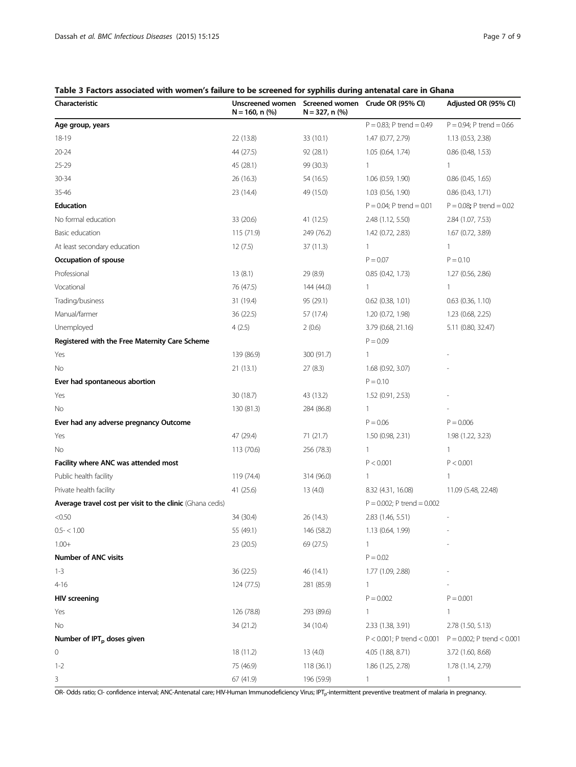**Table 3 Factors associated with women's failure to be screened for syphilis during antenatal care in Ghana**

| Characteristic | Unscreened women N = 160, n (%) | Screened women N = 327, n (%) | Crude OR (95% CI) | Adjusted OR (95% CI) |
|---|---|---|---|---|
| **Age group, years** | | | P = 0.83; P trend = 0.49 | P = 0.94; P trend = 0.66 |
| 18-19 | 22 (13.8) | 33 (10.1) | 1.47 (0.77, 2.79) | 1.13 (0.53, 2.38) |
| 20-24 | 44 (27.5) | 92 (28.1) | 1.05 (0.64, 1.74) | 0.86 (0.48, 1.53) |
| 25-29 | 45 (28.1) | 99 (30.3) | 1 | 1 |
| 30-34 | 26 (16.3) | 54 (16.5) | 1.06 (0.59, 1.90) | 0.86 (0.45, 1.65) |
| 35-46 | 23 (14.4) | 49 (15.0) | 1.03 (0.56, 1.90) | 0.86 (0.43, 1.71) |
| **Education** | | | P = 0.04; P trend = 0.01 | P = 0.08; P trend = 0.02 |
| No formal education | 33 (20.6) | 41 (12.5) | 2.48 (1.12, 5.50) | 2.84 (1.07, 7.53) |
| Basic education | 115 (71.9) | 249 (76.2) | 1.42 (0.72, 2.83) | 1.67 (0.72, 3.89) |
| At least secondary education | 12 (7.5) | 37 (11.3) | 1 | 1 |
| **Occupation of spouse** | | | P = 0.07 | P = 0.10 |
| Professional | 13 (8.1) | 29 (8.9) | 0.85 (0.42, 1.73) | 1.27 (0.56, 2.86) |
| Vocational | 76 (47.5) | 144 (44.0) | 1 | 1 |
| Trading/business | 31 (19.4) | 95 (29.1) | 0.62 (0.38, 1.01) | 0.63 (0.36, 1.10) |
| Manual/farmer | 36 (22.5) | 57 (17.4) | 1.20 (0.72, 1.98) | 1.23 (0.68, 2.25) |
| Unemployed | 4 (2.5) | 2 (0.6) | 3.79 (0.68, 21.16) | 5.11 (0.80, 32.47) |
| **Registered with the Free Maternity Care Scheme** | | | P = 0.09 | |
| Yes | 139 (86.9) | 300 (91.7) | 1 | - |
| No | 21 (13.1) | 27 (8.3) | 1.68 (0.92, 3.07) | - |
| **Ever had spontaneous abortion** | | | P = 0.10 | |
| Yes | 30 (18.7) | 43 (13.2) | 1.52 (0.91, 2.53) | - |
| No | 130 (81.3) | 284 (86.8) | 1 | - |
| **Ever had any adverse pregnancy Outcome** | | | P = 0.06 | P = 0.006 |
| Yes | 47 (29.4) | 71 (21.7) | 1.50 (0.98, 2.31) | 1.98 (1.22, 3.23) |
| No | 113 (70.6) | 256 (78.3) | 1 | 1 |
| **Facility where ANC was attended most** | | | P < 0.001 | P < 0.001 |
| Public health facility | 119 (74.4) | 314 (96.0) | 1 | 1 |
| Private health facility | 41 (25.6) | 13 (4.0) | 8.32 (4.31, 16.08) | 11.09 (5.48, 22.48) |
| **Average travel cost per visit to the clinic** (Ghana cedis) | | | P = 0.002; P trend = 0.002 | |
| <0.50 | 34 (30.4) | 26 (14.3) | 2.83 (1.46, 5.51) | - |
| 0.5- < 1.00 | 55 (49.1) | 146 (58.2) | 1.13 (0.64, 1.99) | - |
| 1.00+ | 23 (20.5) | 69 (27.5) | 1 | - |
| **Number of ANC visits** | | | P = 0.02 | |
| 1-3 | 36 (22.5) | 46 (14.1) | 1.77 (1.09, 2.88) | - |
| 4-16 | 124 (77.5) | 281 (85.9) | 1 | - |
| **HIV screening** | | | P = 0.002 | P = 0.001 |
| Yes | 126 (78.8) | 293 (89.6) | 1 | 1 |
| No | 34 (21.2) | 34 (10.4) | 2.33 (1.38, 3.91) | 2.78 (1.50, 5.13) |
| **Number of $IPT_p$ doses given** | | | P < 0.001; P trend < 0.001 | P = 0.002; P trend < 0.001 |
| 0 | 18 (11.2) | 13 (4.0) | 4.05 (1.88, 8.71) | 3.72 (1.60, 8.68) |
| 1-2 | 75 (46.9) | 118 (36.1) | 1.86 (1.25, 2.78) | 1.78 (1.14, 2.79) |
| 3 | 67 (41.9) | 196 (59.9) | 1 | 1 |

OR- Odds ratio; CI- confidence interval; ANC-Antenatal care; HIV-Human Immunodeficiency Virus; $IPT_p$-intermittent preventive treatment of malaria in pregnancy.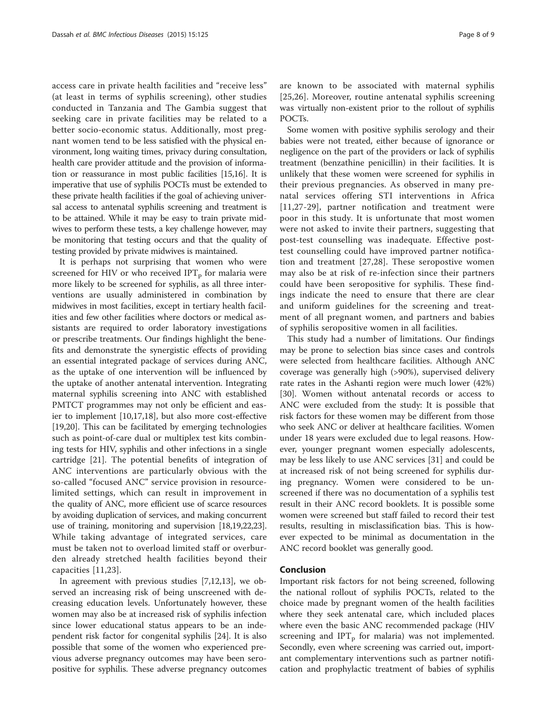access care in private health facilities and "receive less" (at least in terms of syphilis screening), other studies conducted in Tanzania and The Gambia suggest that seeking care in private facilities may be related to a better socio-economic status. Additionally, most pregnant women tend to be less satisfied with the physical environment, long waiting times, privacy during consultation, health care provider attitude and the provision of information or reassurance in most public facilities [15,16]. It is imperative that use of syphilis POCTs must be extended to these private health facilities if the goal of achieving universal access to antenatal syphilis screening and treatment is to be attained. While it may be easy to train private midwives to perform these tests, a key challenge however, may be monitoring that testing occurs and that the quality of testing provided by private midwives is maintained.

It is perhaps not surprising that women who were screened for HIV or who received $IPT_p$ for malaria were more likely to be screened for syphilis, as all three interventions are usually administered in combination by midwives in most facilities, except in tertiary health facilities and few other facilities where doctors or medical assistants are required to order laboratory investigations or prescribe treatments. Our findings highlight the benefits and demonstrate the synergistic effects of providing an essential integrated package of services during ANC, as the uptake of one intervention will be influenced by the uptake of another antenatal intervention. Integrating maternal syphilis screening into ANC with established PMTCT programmes may not only be efficient and easier to implement [10,17,18], but also more cost-effective [19,20]. This can be facilitated by emerging technologies such as point-of-care dual or multiplex test kits combining tests for HIV, syphilis and other infections in a single cartridge [21]. The potential benefits of integration of ANC interventions are particularly obvious with the so-called "focused ANC" service provision in resource-limited settings, which can result in improvement in the quality of ANC, more efficient use of scarce resources by avoiding duplication of services, and making concurrent use of training, monitoring and supervision [18,19,22,23]. While taking advantage of integrated services, care must be taken not to overload limited staff or overburden already stretched health facilities beyond their capacities [11,23].

In agreement with previous studies [7,12,13], we observed an increasing risk of being unscreened with decreasing education levels. Unfortunately however, these women may also be at increased risk of syphilis infection since lower educational status appears to be an independent risk factor for congenital syphilis [24]. It is also possible that some of the women who experienced previous adverse pregnancy outcomes may have been seropositive for syphilis. These adverse pregnancy outcomes are known to be associated with maternal syphilis [25,26]. Moreover, routine antenatal syphilis screening was virtually non-existent prior to the rollout of syphilis POCTs.

Some women with positive syphilis serology and their babies were not treated, either because of ignorance or negligence on the part of the providers or lack of syphilis treatment (benzathine penicillin) in their facilities. It is unlikely that these women were screened for syphilis in their previous pregnancies. As observed in many prenatal services offering STI interventions in Africa [11,27-29], partner notification and treatment were poor in this study. It is unfortunate that most women were not asked to invite their partners, suggesting that post-test counselling was inadequate. Effective post-test counselling could have improved partner notification and treatment [27,28]. These seropostive women may also be at risk of re-infection since their partners could have been seropositive for syphilis. These findings indicate the need to ensure that there are clear and uniform guidelines for the screening and treatment of all pregnant women, and partners and babies of syphilis seropositive women in all facilities.

This study had a number of limitations. Our findings may be prone to selection bias since cases and controls were selected from healthcare facilities. Although ANC coverage was generally high (>90%), supervised delivery rate rates in the Ashanti region were much lower (42%) [30]. Women without antenatal records or access to ANC were excluded from the study: It is possible that risk factors for these women may be different from those who seek ANC or deliver at healthcare facilities. Women under 18 years were excluded due to legal reasons. However, younger pregnant women especially adolescents, may be less likely to use ANC services [31] and could be at increased risk of not being screened for syphilis during pregnancy. Women were considered to be unscreened if there was no documentation of a syphilis test result in their ANC record booklets. It is possible some women were screened but staff failed to record their test results, resulting in misclassification bias. This is however expected to be minimal as documentation in the ANC record booklet was generally good.

## Conclusion

Important risk factors for not being screened, following the national rollout of syphilis POCTs, related to the choice made by pregnant women of the health facilities where they seek antenatal care, which included places where even the basic ANC recommended package (HIV screening and $IPT_p$ for malaria) was not implemented. Secondly, even where screening was carried out, important complementary interventions such as partner notification and prophylactic treatment of babies of syphilis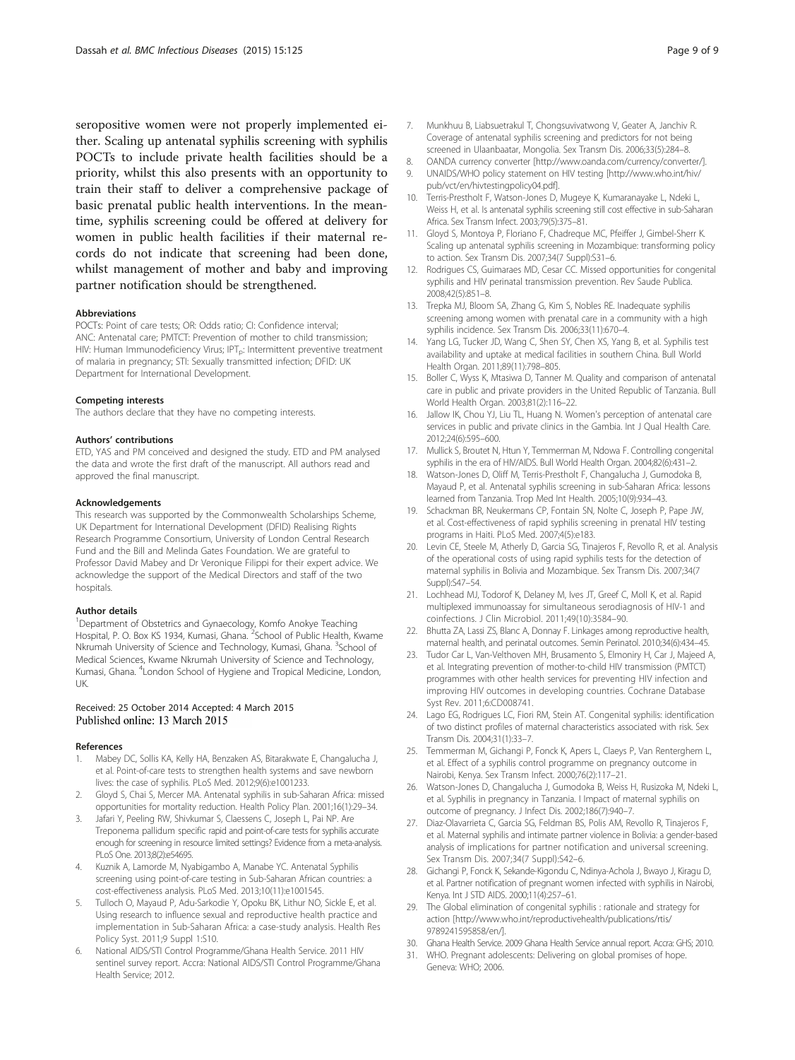seropositive women were not properly implemented either. Scaling up antenatal syphilis screening with syphilis POCTs to include private health facilities should be a priority, whilst this also presents with an opportunity to train their staff to deliver a comprehensive package of basic prenatal public health interventions. In the meantime, syphilis screening could be offered at delivery for women in public health facilities if their maternal records do not indicate that screening had been done, whilst management of mother and baby and improving partner notification should be strengthened.

#### Abbreviations

POCTs: Point of care tests; OR: Odds ratio; CI: Confidence interval; ANC: Antenatal care; PMTCT: Prevention of mother to child transmission; HIV: Human Immunodeficiency Virus; $IPT_p$: Intermittent preventive treatment of malaria in pregnancy; STI: Sexually transmitted infection; DFID: UK Department for International Development.

#### Competing interests

The authors declare that they have no competing interests.

#### Authors' contributions

ETD, YAS and PM conceived and designed the study. ETD and PM analysed the data and wrote the first draft of the manuscript. All authors read and approved the final manuscript.

#### Acknowledgements

This research was supported by the Commonwealth Scholarships Scheme, UK Department for International Development (DFID) Realising Rights Research Programme Consortium, University of London Central Research Fund and the Bill and Melinda Gates Foundation. We are grateful to Professor David Mabey and Dr Veronique Filippi for their expert advice. We acknowledge the support of the Medical Directors and staff of the two hospitals.

#### Author details

[1]Department of Obstetrics and Gynaecology, Komfo Anokye Teaching Hospital, P. O. Box KS 1934, Kumasi, Ghana. [2]School of Public Health, Kwame Nkrumah University of Science and Technology, Kumasi, Ghana. [3]School of Medical Sciences, Kwame Nkrumah University of Science and Technology, Kumasi, Ghana. [4]London School of Hygiene and Tropical Medicine, London, UK.

Received: 25 October 2014 Accepted: 4 March 2015
Published online: 13 March 2015

#### References

1. Mabey DC, Sollis KA, Kelly HA, Benzaken AS, Bitarakwate E, Changalucha J, et al. Point-of-care tests to strengthen health systems and save newborn lives: the case of syphilis. PLoS Med. 2012;9(6):e1001233.
2. Gloyd S, Chai S, Mercer MA. Antenatal syphilis in sub-Saharan Africa: missed opportunities for mortality reduction. Health Policy Plan. 2001;16(1):29–34.
3. Jafari Y, Peeling RW, Shivkumar S, Claessens C, Joseph L, Pai NP. Are Treponema pallidum specific rapid and point-of-care tests for syphilis accurate enough for screening in resource limited settings? Evidence from a meta-analysis. PLoS One. 2013;8(2):e54695.
4. Kuznik A, Lamorde M, Nyabigambo A, Manabe YC. Antenatal Syphilis screening using point-of-care testing in Sub-Saharan African countries: a cost-effectiveness analysis. PLoS Med. 2013;10(11):e1001545.
5. Tulloch O, Mayaud P, Adu-Sarkodie Y, Opoku BK, Lithur NO, Sickle E, et al. Using research to influence sexual and reproductive health practice and implementation in Sub-Saharan Africa: a case-study analysis. Health Res Policy Syst. 2011;9 Suppl 1:S10.
6. National AIDS/STI Control Programme/Ghana Health Service. 2011 HIV sentinel survey report. Accra: National AIDS/STI Control Programme/Ghana Health Service; 2012.
7. Munkhuu B, Liabsuetrakul T, Chongsuvivatwong V, Geater A, Janchiv R. Coverage of antenatal syphilis screening and predictors for not being screened in Ulaanbaatar, Mongolia. Sex Transm Dis. 2006;33(5):284–8.
8. OANDA currency converter [http://www.oanda.com/currency/converter/].
9. UNAIDS/WHO policy statement on HIV testing [http://www.who.int/hiv/pub/vct/en/hivtestingpolicy04.pdf].
10. Terris-Prestholt F, Watson-Jones D, Mugeye K, Kumaranayake L, Ndeki L, Weiss H, et al. Is antenatal syphilis screening still cost effective in sub-Saharan Africa. Sex Transm Infect. 2003;79(5):375–81.
11. Gloyd S, Montoya P, Floriano F, Chadreque MC, Pfeiffer J, Gimbel-Sherr K. Scaling up antenatal syphilis screening in Mozambique: transforming policy to action. Sex Transm Dis. 2007;34(7 Suppl):S31–6.
12. Rodrigues CS, Guimaraes MD, Cesar CC. Missed opportunities for congenital syphilis and HIV perinatal transmission prevention. Rev Saude Publica. 2008;42(5):851–8.
13. Trepka MJ, Bloom SA, Zhang G, Kim S, Nobles RE. Inadequate syphilis screening among women with prenatal care in a community with a high syphilis incidence. Sex Transm Dis. 2006;33(11):670–4.
14. Yang LG, Tucker JD, Wang C, Shen SY, Chen XS, Yang B, et al. Syphilis test availability and uptake at medical facilities in southern China. Bull World Health Organ. 2011;89(11):798–805.
15. Boller C, Wyss K, Mtasiwa D, Tanner M. Quality and comparison of antenatal care in public and private providers in the United Republic of Tanzania. Bull World Health Organ. 2003;81(2):116–22.
16. Jallow IK, Chou YJ, Liu TL, Huang N. Women's perception of antenatal care services in public and private clinics in the Gambia. Int J Qual Health Care. 2012;24(6):595–600.
17. Mullick S, Broutet N, Htun Y, Temmerman M, Ndowa F. Controlling congenital syphilis in the era of HIV/AIDS. Bull World Health Organ. 2004;82(6):431–2.
18. Watson-Jones D, Oliff M, Terris-Prestholt F, Changalucha J, Gumodoka B, Mayaud P, et al. Antenatal syphilis screening in sub-Saharan Africa: lessons learned from Tanzania. Trop Med Int Health. 2005;10(9):934–43.
19. Schackman BR, Neukermans CP, Fontain SN, Nolte C, Joseph P, Pape JW, et al. Cost-effectiveness of rapid syphilis screening in prenatal HIV testing programs in Haiti. PLoS Med. 2007;4(5):e183.
20. Levin CE, Steele M, Atherly D, Garcia SG, Tinajeros F, Revollo R, et al. Analysis of the operational costs of using rapid syphilis tests for the detection of maternal syphilis in Bolivia and Mozambique. Sex Transm Dis. 2007;34(7 Suppl):S47–54.
21. Lochhead MJ, Todorof K, Delaney M, Ives JT, Greef C, Moll K, et al. Rapid multiplexed immunoassay for simultaneous serodiagnosis of HIV-1 and coinfections. J Clin Microbiol. 2011;49(10):3584–90.
22. Bhutta ZA, Lassi ZS, Blanc A, Donnay F. Linkages among reproductive health, maternal health, and perinatal outcomes. Semin Perinatol. 2010;34(6):434–45.
23. Tudor Car L, Van-Velthoven MH, Brusamento S, Elmoniry H, Car J, Majeed A, et al. Integrating prevention of mother-to-child HIV transmission (PMTCT) programmes with other health services for preventing HIV infection and improving HIV outcomes in developing countries. Cochrane Database Syst Rev. 2011;6:CD008741.
24. Lago EG, Rodrigues LC, Fiori RM, Stein AT. Congenital syphilis: identification of two distinct profiles of maternal characteristics associated with risk. Sex Transm Dis. 2004;31(1):33–7.
25. Temmerman M, Gichangi P, Fonck K, Apers L, Claeys P, Van Renterghem L, et al. Effect of a syphilis control programme on pregnancy outcome in Nairobi, Kenya. Sex Transm Infect. 2000;76(2):117–21.
26. Watson-Jones D, Changalucha J, Gumodoka B, Weiss H, Rusizoka M, Ndeki L, et al. Syphilis in pregnancy in Tanzania. I Impact of maternal syphilis on outcome of pregnancy. J Infect Dis. 2002;186(7):940–7.
27. Diaz-Olavarrieta C, Garcia SG, Feldman BS, Polis AM, Revollo R, Tinajeros F, et al. Maternal syphilis and intimate partner violence in Bolivia: a gender-based analysis of implications for partner notification and universal screening. Sex Transm Dis. 2007;34(7 Suppl):S42–6.
28. Gichangi P, Fonck K, Sekande-Kigondu C, Ndinya-Achola J, Bwayo J, Kiragu D, et al. Partner notification of pregnant women infected with syphilis in Nairobi, Kenya. Int J STD AIDS. 2000;11(4):257–61.
29. The Global elimination of congenital syphilis : rationale and strategy for action [http://www.who.int/reproductivehealth/publications/rtis/9789241595858/en/].
30. Ghana Health Service. 2009 Ghana Health Service annual report. Accra: GHS; 2010.
31. WHO. Pregnant adolescents: Delivering on global promises of hope. Geneva: WHO; 2006.